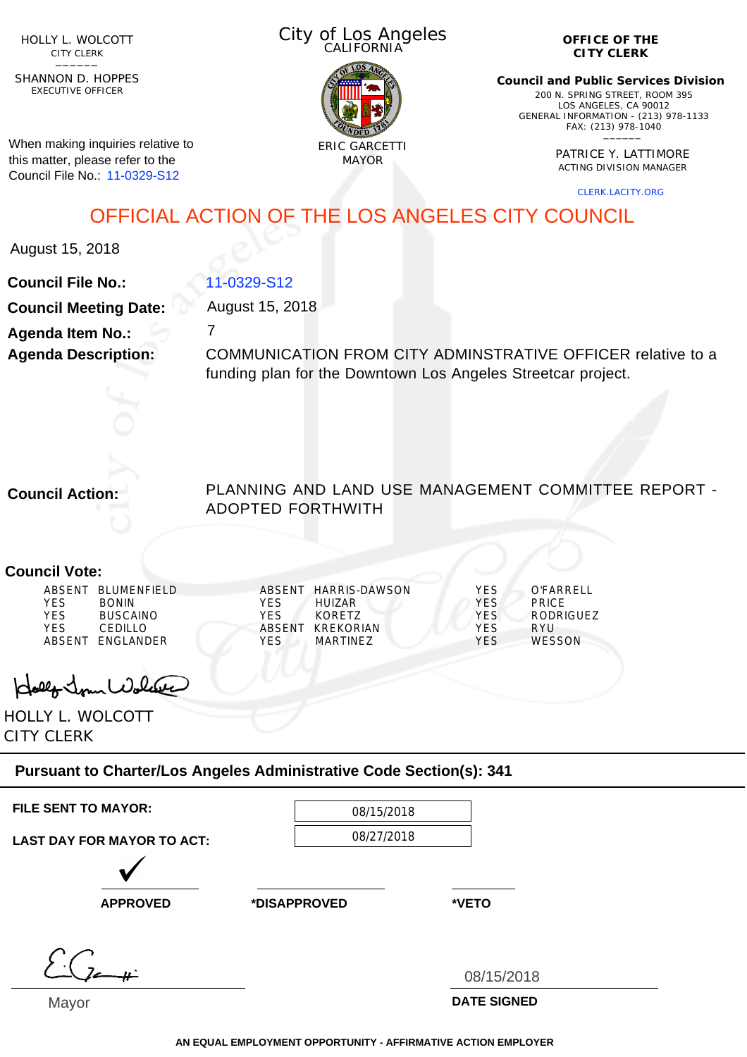HOLLY L. WOLCOTT
CITY CLERK

SHANNON D. HOPPES
EXECUTIVE OFFICER

When making inquiries relative to this matter, please refer to the Council File No.: 11-0329-S12

City of Los Angeles
CALIFORNIA

ERIC GARCETTI
MAYOR

**OFFICE OF THE CITY CLERK**

**Council and Public Services Division**
200 N. SPRING STREET, ROOM 395
LOS ANGELES, CA 90012
GENERAL INFORMATION - (213) 978-1133
FAX: (213) 978-1040

PATRICE Y. LATTIMORE
ACTING DIVISION MANAGER

CLERK.LACITY.ORG

# OFFICIAL ACTION OF THE LOS ANGELES CITY COUNCIL

August 15, 2018

**Council File No.:** 11-0329-S12

**Council Meeting Date:** August 15, 2018

**Agenda Item No.:** 7

**Agenda Description:** COMMUNICATION FROM CITY ADMINSTRATIVE OFFICER relative to a funding plan for the Downtown Los Angeles Streetcar project.

**Council Action:** PLANNING AND LAND USE MANAGEMENT COMMITTEE REPORT - ADOPTED FORTHWITH

**Council Vote:**

| | | | | | |
|---|---|---|---|---|---|
| ABSENT | BLUMENFIELD | ABSENT | HARRIS-DAWSON | YES | O'FARRELL |
| YES | BONIN | YES | HUIZAR | YES | PRICE |
| YES | BUSCAINO | YES | KORETZ | YES | RODRIGUEZ |
| YES | CEDILLO | ABSENT | KREKORIAN | YES | RYU |
| ABSENT | ENGLANDER | YES | MARTINEZ | YES | WESSON |

HOLLY L. WOLCOTT
CITY CLERK

**Pursuant to Charter/Los Angeles Administrative Code Section(s): 341**

**FILE SENT TO MAYOR:** 08/15/2018

**LAST DAY FOR MAYOR TO ACT:** 08/27/2018

✓ **APPROVED** | **\*DISAPPROVED** | **\*VETO**

Mayor

08/15/2018
**DATE SIGNED**

**AN EQUAL EMPLOYMENT OPPORTUNITY - AFFIRMATIVE ACTION EMPLOYER**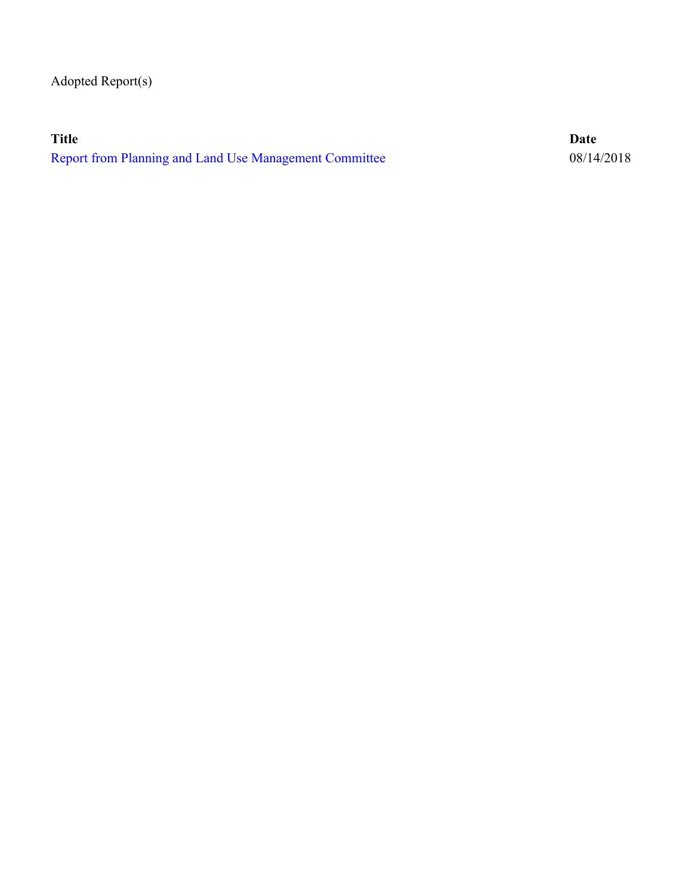Adopted Report(s)

| Title | Date |
| --- | --- |
| Report from Planning and Land Use Management Committee | 08/14/2018 |